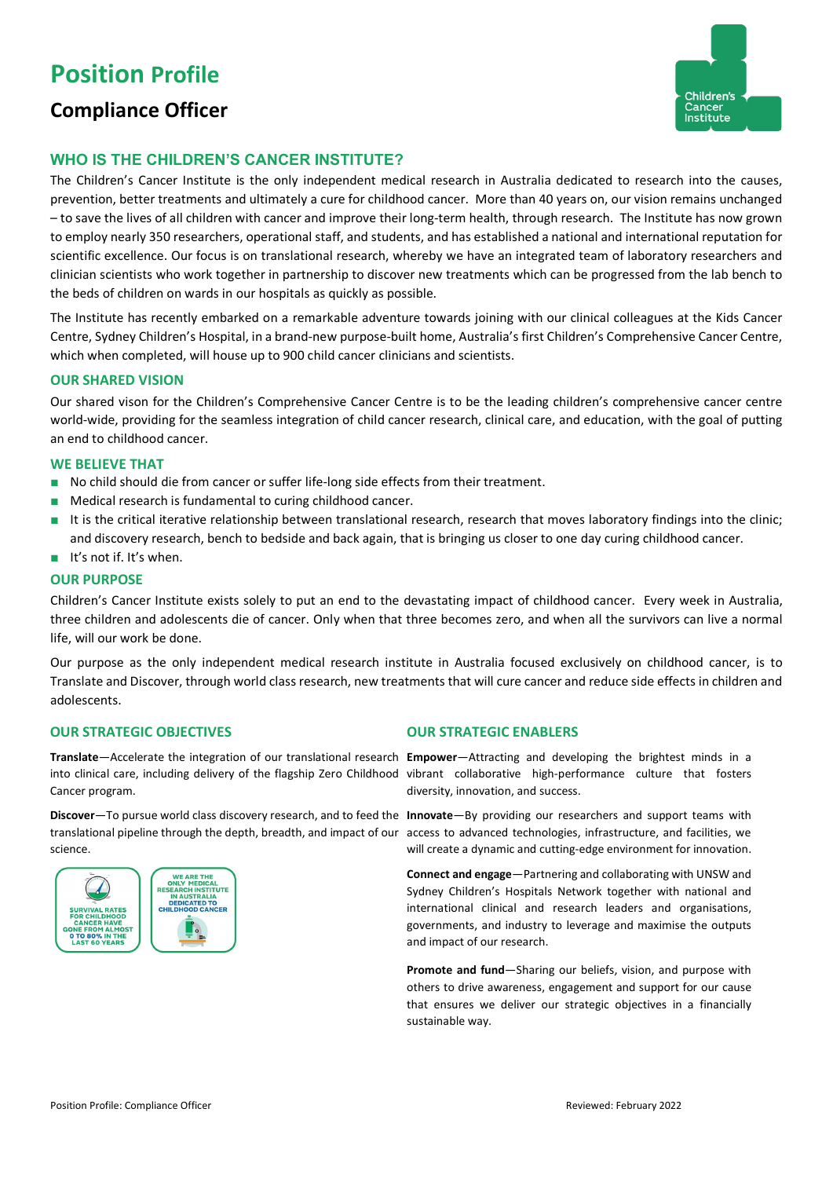# Position Profile

## Compliance Officer

### WHO IS THE CHILDREN'S CANCER INSTITUTE?

The Children's Cancer Institute is the only independent medical research in Australia dedicated to research into the causes, prevention, better treatments and ultimately a cure for childhood cancer. More than 40 years on, our vision remains unchanged – to save the lives of all children with cancer and improve their long-term health, through research. The Institute has now grown to employ nearly 350 researchers, operational staff, and students, and has established a national and international reputation for scientific excellence. Our focus is on translational research, whereby we have an integrated team of laboratory researchers and clinician scientists who work together in partnership to discover new treatments which can be progressed from the lab bench to the beds of children on wards in our hospitals as quickly as possible.

The Institute has recently embarked on a remarkable adventure towards joining with our clinical colleagues at the Kids Cancer Centre, Sydney Children's Hospital, in a brand-new purpose-built home, Australia's first Children's Comprehensive Cancer Centre, which when completed, will house up to 900 child cancer clinicians and scientists.

### OUR SHARED VISION

Our shared vison for the Children's Comprehensive Cancer Centre is to be the leading children's comprehensive cancer centre world-wide, providing for the seamless integration of child cancer research, clinical care, and education, with the goal of putting an end to childhood cancer.

### WE BELIEVE THAT

- No child should die from cancer or suffer life-long side effects from their treatment.
- Medical research is fundamental to curing childhood cancer.
- It is the critical iterative relationship between translational research, research that moves laboratory findings into the clinic; and discovery research, bench to bedside and back again, that is bringing us closer to one day curing childhood cancer.
- It's not if. It's when.

### OUR PURPOSE

Children's Cancer Institute exists solely to put an end to the devastating impact of childhood cancer. Every week in Australia, three children and adolescents die of cancer. Only when that three becomes zero, and when all the survivors can live a normal life, will our work be done.

Our purpose as the only independent medical research institute in Australia focused exclusively on childhood cancer, is to Translate and Discover, through world class research, new treatments that will cure cancer and reduce side effects in children and adolescents.

### OUR STRATEGIC OBJECTIVES

**Translate**—Accelerate the integration of our translational research into clinical care, including delivery of the flagship Zero Childhood Cancer program.

**Discover**—To pursue world class discovery research, and to feed the translational pipeline through the depth, breadth, and impact of our science.

SURVIVAL RATES FOR CHILDHOOD CANCER HAVE GONE FROM ALMOST 0 TO 80% IN THE LAST 60 YEARS

WE ARE THE ONLY MEDICAL RESEARCH INSTITUTE IN AUSTRALIA DEDICATED TO CHILDHOOD CANCER

### OUR STRATEGIC ENABLERS

**Empower**—Attracting and developing the brightest minds in a vibrant collaborative high-performance culture that fosters diversity, innovation, and success.

**Innovate**—By providing our researchers and support teams with access to advanced technologies, infrastructure, and facilities, we will create a dynamic and cutting-edge environment for innovation.

**Connect and engage**—Partnering and collaborating with UNSW and Sydney Children's Hospitals Network together with national and international clinical and research leaders and organisations, governments, and industry to leverage and maximise the outputs and impact of our research.

**Promote and fund**—Sharing our beliefs, vision, and purpose with others to drive awareness, engagement and support for our cause that ensures we deliver our strategic objectives in a financially sustainable way.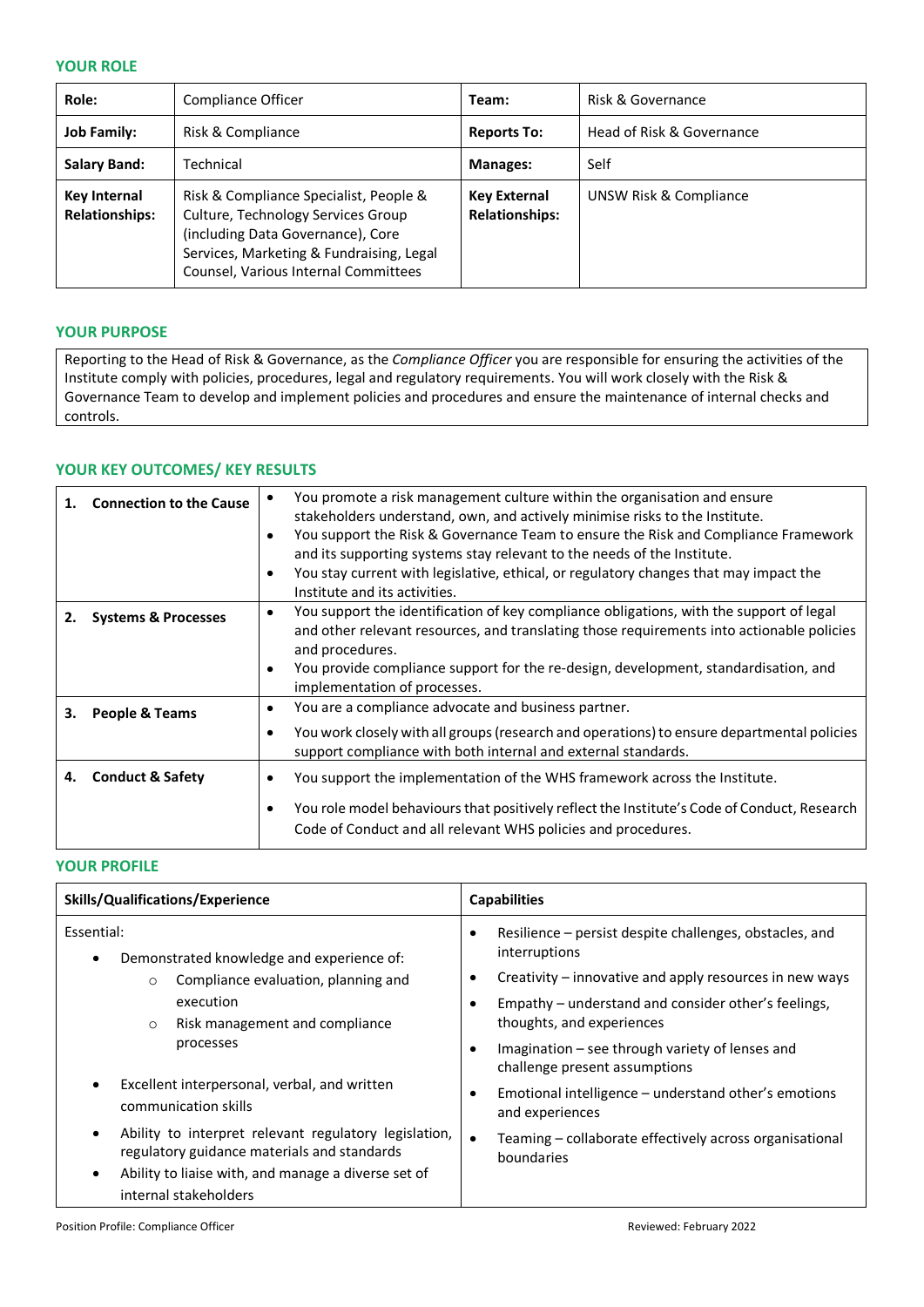## YOUR ROLE

| Role: | Compliance Officer | Team: | Risk & Governance |
|---|---|---|---|
| **Job Family:** | Risk & Compliance | **Reports To:** | Head of Risk & Governance |
| **Salary Band:** | Technical | **Manages:** | Self |
| **Key Internal Relationships:** | Risk & Compliance Specialist, People & Culture, Technology Services Group (including Data Governance), Core Services, Marketing & Fundraising, Legal Counsel, Various Internal Committees | **Key External Relationships:** | UNSW Risk & Compliance |

## YOUR PURPOSE

Reporting to the Head of Risk & Governance, as the *Compliance Officer* you are responsible for ensuring the activities of the Institute comply with policies, procedures, legal and regulatory requirements. You will work closely with the Risk & Governance Team to develop and implement policies and procedures and ensure the maintenance of internal checks and controls.

## YOUR KEY OUTCOMES/ KEY RESULTS

| | |
|---|---|
| **1. Connection to the Cause** | • You promote a risk management culture within the organisation and ensure stakeholders understand, own, and actively minimise risks to the Institute.<br>• You support the Risk & Governance Team to ensure the Risk and Compliance Framework and its supporting systems stay relevant to the needs of the Institute.<br>• You stay current with legislative, ethical, or regulatory changes that may impact the Institute and its activities. |
| **2. Systems & Processes** | • You support the identification of key compliance obligations, with the support of legal and other relevant resources, and translating those requirements into actionable policies and procedures.<br>• You provide compliance support for the re-design, development, standardisation, and implementation of processes. |
| **3. People & Teams** | • You are a compliance advocate and business partner.<br>• You work closely with all groups (research and operations) to ensure departmental policies support compliance with both internal and external standards. |
| **4. Conduct & Safety** | • You support the implementation of the WHS framework across the Institute.<br>• You role model behaviours that positively reflect the Institute's Code of Conduct, Research Code of Conduct and all relevant WHS policies and procedures. |

## YOUR PROFILE

| Skills/Qualifications/Experience | Capabilities |
|---|---|
| Essential:<br>• Demonstrated knowledge and experience of:<br>  ○ Compliance evaluation, planning and execution<br>  ○ Risk management and compliance processes<br>• Excellent interpersonal, verbal, and written communication skills<br>• Ability to interpret relevant regulatory legislation, regulatory guidance materials and standards<br>• Ability to liaise with, and manage a diverse set of internal stakeholders | • Resilience – persist despite challenges, obstacles, and interruptions<br>• Creativity – innovative and apply resources in new ways<br>• Empathy – understand and consider other's feelings, thoughts, and experiences<br>• Imagination – see through variety of lenses and challenge present assumptions<br>• Emotional intelligence – understand other's emotions and experiences<br>• Teaming – collaborate effectively across organisational boundaries |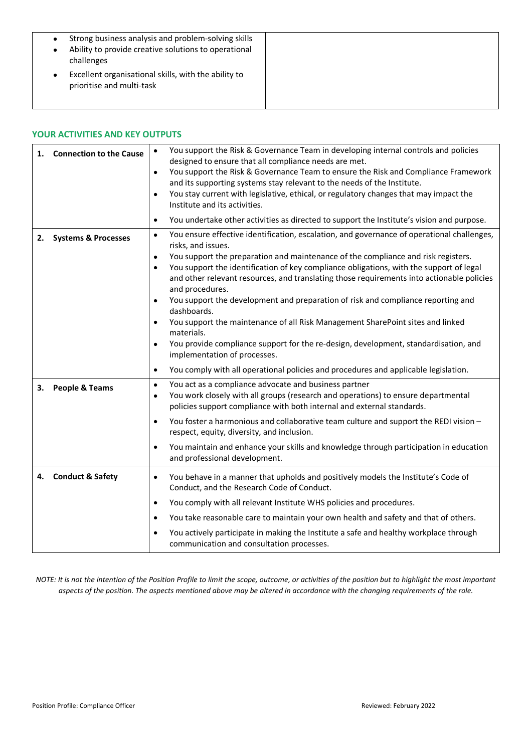| | |
|---|---|
| <ul><li>Strong business analysis and problem-solving skills</li><li>Ability to provide creative solutions to operational challenges</li><li>Excellent organisational skills, with the ability to prioritise and multi-task</li></ul> | |

## YOUR ACTIVITIES AND KEY OUTPUTS

| | |
|---|---|
| **1. Connection to the Cause** | <ul><li>You support the Risk & Governance Team in developing internal controls and policies designed to ensure that all compliance needs are met.</li><li>You support the Risk & Governance Team to ensure the Risk and Compliance Framework and its supporting systems stay relevant to the needs of the Institute.</li><li>You stay current with legislative, ethical, or regulatory changes that may impact the Institute and its activities.</li><li>You undertake other activities as directed to support the Institute's vision and purpose.</li></ul> |
| **2. Systems & Processes** | <ul><li>You ensure effective identification, escalation, and governance of operational challenges, risks, and issues.</li><li>You support the preparation and maintenance of the compliance and risk registers.</li><li>You support the identification of key compliance obligations, with the support of legal and other relevant resources, and translating those requirements into actionable policies and procedures.</li><li>You support the development and preparation of risk and compliance reporting and dashboards.</li><li>You support the maintenance of all Risk Management SharePoint sites and linked materials.</li><li>You provide compliance support for the re-design, development, standardisation, and implementation of processes.</li><li>You comply with all operational policies and procedures and applicable legislation.</li></ul> |
| **3. People & Teams** | <ul><li>You act as a compliance advocate and business partner</li><li>You work closely with all groups (research and operations) to ensure departmental policies support compliance with both internal and external standards.</li><li>You foster a harmonious and collaborative team culture and support the REDI vision – respect, equity, diversity, and inclusion.</li><li>You maintain and enhance your skills and knowledge through participation in education and professional development.</li></ul> |
| **4. Conduct & Safety** | <ul><li>You behave in a manner that upholds and positively models the Institute's Code of Conduct, and the Research Code of Conduct.</li><li>You comply with all relevant Institute WHS policies and procedures.</li><li>You take reasonable care to maintain your own health and safety and that of others.</li><li>You actively participate in making the Institute a safe and healthy workplace through communication and consultation processes.</li></ul> |

*NOTE: It is not the intention of the Position Profile to limit the scope, outcome, or activities of the position but to highlight the most important aspects of the position. The aspects mentioned above may be altered in accordance with the changing requirements of the role.*